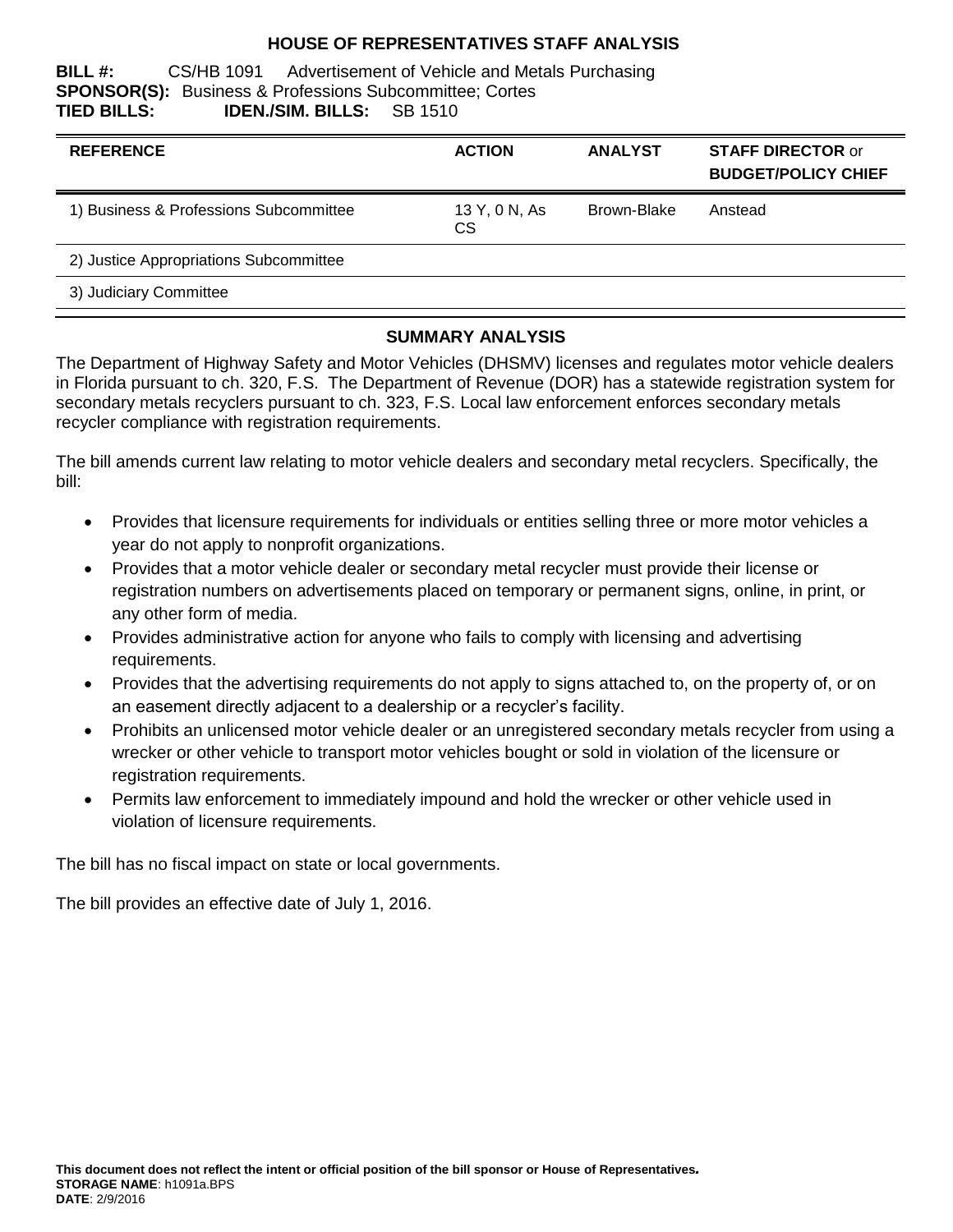# HOUSE OF REPRESENTATIVES STAFF ANALYSIS

**BILL #:** CS/HB 1091 Advertisement of Vehicle and Metals Purchasing
**SPONSOR(S):** Business & Professions Subcommittee; Cortes
**TIED BILLS:** **IDEN./SIM. BILLS:** SB 1510

| REFERENCE | ACTION | ANALYST | STAFF DIRECTOR or BUDGET/POLICY CHIEF |
|---|---|---|---|
| 1) Business & Professions Subcommittee | 13 Y, 0 N, As CS | Brown-Blake | Anstead |
| 2) Justice Appropriations Subcommittee | | | |
| 3) Judiciary Committee | | | |

## SUMMARY ANALYSIS

The Department of Highway Safety and Motor Vehicles (DHSMV) licenses and regulates motor vehicle dealers in Florida pursuant to ch. 320, F.S. The Department of Revenue (DOR) has a statewide registration system for secondary metals recyclers pursuant to ch. 323, F.S. Local law enforcement enforces secondary metals recycler compliance with registration requirements.

The bill amends current law relating to motor vehicle dealers and secondary metal recyclers. Specifically, the bill:

- Provides that licensure requirements for individuals or entities selling three or more motor vehicles a year do not apply to nonprofit organizations.
- Provides that a motor vehicle dealer or secondary metal recycler must provide their license or registration numbers on advertisements placed on temporary or permanent signs, online, in print, or any other form of media.
- Provides administrative action for anyone who fails to comply with licensing and advertising requirements.
- Provides that the advertising requirements do not apply to signs attached to, on the property of, or on an easement directly adjacent to a dealership or a recycler's facility.
- Prohibits an unlicensed motor vehicle dealer or an unregistered secondary metals recycler from using a wrecker or other vehicle to transport motor vehicles bought or sold in violation of the licensure or registration requirements.
- Permits law enforcement to immediately impound and hold the wrecker or other vehicle used in violation of licensure requirements.

The bill has no fiscal impact on state or local governments.

The bill provides an effective date of July 1, 2016.

**This document does not reflect the intent or official position of the bill sponsor or House of Representatives.**
**STORAGE NAME**: h1091a.BPS
**DATE**: 2/9/2016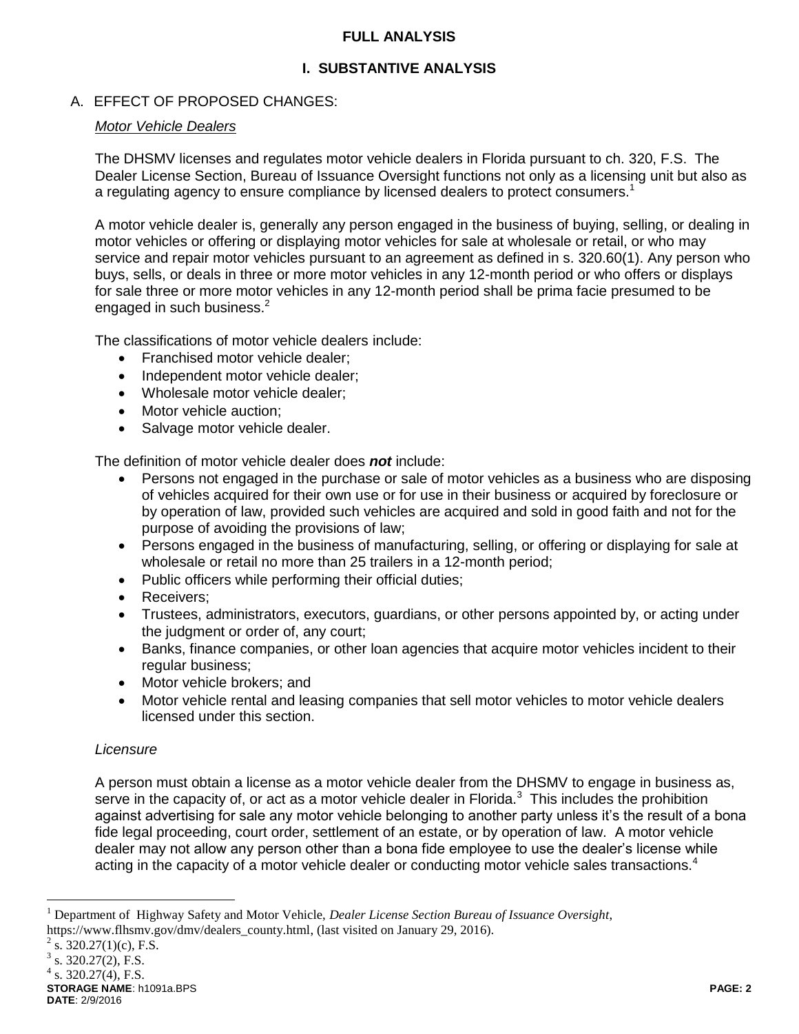## FULL ANALYSIS

### I. SUBSTANTIVE ANALYSIS

A. EFFECT OF PROPOSED CHANGES:

*Motor Vehicle Dealers*

The DHSMV licenses and regulates motor vehicle dealers in Florida pursuant to ch. 320, F.S. The Dealer License Section, Bureau of Issuance Oversight functions not only as a licensing unit but also as a regulating agency to ensure compliance by licensed dealers to protect consumers.[1]

A motor vehicle dealer is, generally any person engaged in the business of buying, selling, or dealing in motor vehicles or offering or displaying motor vehicles for sale at wholesale or retail, or who may service and repair motor vehicles pursuant to an agreement as defined in s. 320.60(1). Any person who buys, sells, or deals in three or more motor vehicles in any 12-month period or who offers or displays for sale three or more motor vehicles in any 12-month period shall be prima facie presumed to be engaged in such business.[2]

The classifications of motor vehicle dealers include:

- Franchised motor vehicle dealer;
- Independent motor vehicle dealer;
- Wholesale motor vehicle dealer;
- Motor vehicle auction;
- Salvage motor vehicle dealer.

The definition of motor vehicle dealer does ***not*** include:

- Persons not engaged in the purchase or sale of motor vehicles as a business who are disposing of vehicles acquired for their own use or for use in their business or acquired by foreclosure or by operation of law, provided such vehicles are acquired and sold in good faith and not for the purpose of avoiding the provisions of law;
- Persons engaged in the business of manufacturing, selling, or offering or displaying for sale at wholesale or retail no more than 25 trailers in a 12-month period;
- Public officers while performing their official duties;
- Receivers;
- Trustees, administrators, executors, guardians, or other persons appointed by, or acting under the judgment or order of, any court;
- Banks, finance companies, or other loan agencies that acquire motor vehicles incident to their regular business;
- Motor vehicle brokers; and
- Motor vehicle rental and leasing companies that sell motor vehicles to motor vehicle dealers licensed under this section.

*Licensure*

A person must obtain a license as a motor vehicle dealer from the DHSMV to engage in business as, serve in the capacity of, or act as a motor vehicle dealer in Florida.[3] This includes the prohibition against advertising for sale any motor vehicle belonging to another party unless it's the result of a bona fide legal proceeding, court order, settlement of an estate, or by operation of law. A motor vehicle dealer may not allow any person other than a bona fide employee to use the dealer's license while acting in the capacity of a motor vehicle dealer or conducting motor vehicle sales transactions.[4]

---

[1] Department of Highway Safety and Motor Vehicle, *Dealer License Section Bureau of Issuance Oversight*, https://www.flhsmv.gov/dmv/dealers_county.html, (last visited on January 29, 2016).

[2] s. 320.27(1)(c), F.S.

[3] s. 320.27(2), F.S.

[4] s. 320.27(4), F.S.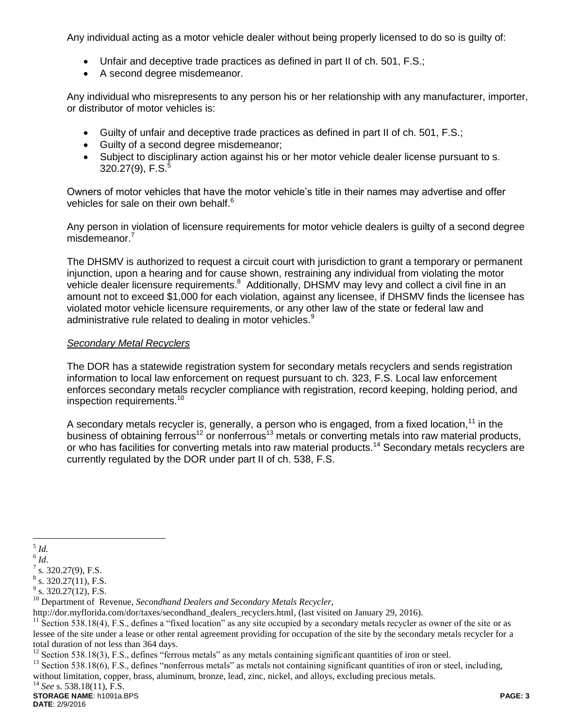Any individual acting as a motor vehicle dealer without being properly licensed to do so is guilty of:

- Unfair and deceptive trade practices as defined in part II of ch. 501, F.S.;
- A second degree misdemeanor.

Any individual who misrepresents to any person his or her relationship with any manufacturer, importer, or distributor of motor vehicles is:

- Guilty of unfair and deceptive trade practices as defined in part II of ch. 501, F.S.;
- Guilty of a second degree misdemeanor;
- Subject to disciplinary action against his or her motor vehicle dealer license pursuant to s. 320.27(9), F.S.[5]

Owners of motor vehicles that have the motor vehicle's title in their names may advertise and offer vehicles for sale on their own behalf.[6]

Any person in violation of licensure requirements for motor vehicle dealers is guilty of a second degree misdemeanor.[7]

The DHSMV is authorized to request a circuit court with jurisdiction to grant a temporary or permanent injunction, upon a hearing and for cause shown, restraining any individual from violating the motor vehicle dealer licensure requirements.[8] Additionally, DHSMV may levy and collect a civil fine in an amount not to exceed $1,000 for each violation, against any licensee, if DHSMV finds the licensee has violated motor vehicle licensure requirements, or any other law of the state or federal law and administrative rule related to dealing in motor vehicles.[9]

*Secondary Metal Recyclers*

The DOR has a statewide registration system for secondary metals recyclers and sends registration information to local law enforcement on request pursuant to ch. 323, F.S. Local law enforcement enforces secondary metals recycler compliance with registration, record keeping, holding period, and inspection requirements.[10]

A secondary metals recycler is, generally, a person who is engaged, from a fixed location,[11] in the business of obtaining ferrous[12] or nonferrous[13] metals or converting metals into raw material products, or who has facilities for converting metals into raw material products.[14] Secondary metals recyclers are currently regulated by the DOR under part II of ch. 538, F.S.

---

[5] *Id.*

[6] *Id*.

[7] s. 320.27(9), F.S.

[8] s. 320.27(11), F.S.

[9] s. 320.27(12), F.S.

[10] Department of Revenue, *Secondhand Dealers and Secondary Metals Recycler*, http://dor.myflorida.com/dor/taxes/secondhand_dealers_recyclers.html, (last visited on January 29, 2016).

[11] Section 538.18(4), F.S., defines a "fixed location" as any site occupied by a secondary metals recycler as owner of the site or as lessee of the site under a lease or other rental agreement providing for occupation of the site by the secondary metals recycler for a total duration of not less than 364 days.

[12] Section 538.18(3), F.S., defines "ferrous metals" as any metals containing significant quantities of iron or steel.

[13] Section 538.18(6), F.S., defines "nonferrous metals" as metals not containing significant quantities of iron or steel, including, without limitation, copper, brass, aluminum, bronze, lead, zinc, nickel, and alloys, excluding precious metals.

[14] *See* s. 538.18(11), F.S.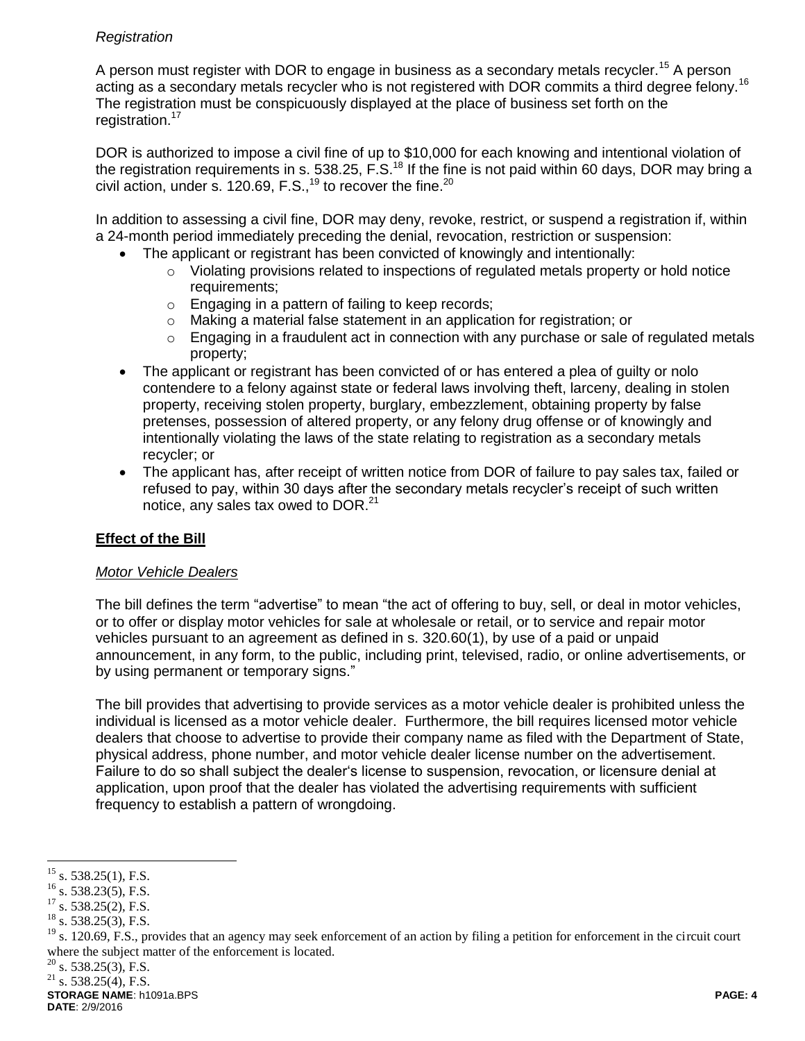*Registration*

A person must register with DOR to engage in business as a secondary metals recycler.[15] A person acting as a secondary metals recycler who is not registered with DOR commits a third degree felony.[16] The registration must be conspicuously displayed at the place of business set forth on the registration.[17]

DOR is authorized to impose a civil fine of up to $10,000 for each knowing and intentional violation of the registration requirements in s. 538.25, F.S.[18] If the fine is not paid within 60 days, DOR may bring a civil action, under s. 120.69, F.S.,[19] to recover the fine.[20]

In addition to assessing a civil fine, DOR may deny, revoke, restrict, or suspend a registration if, within a 24-month period immediately preceding the denial, revocation, restriction or suspension:

- The applicant or registrant has been convicted of knowingly and intentionally:
  - Violating provisions related to inspections of regulated metals property or hold notice requirements;
  - Engaging in a pattern of failing to keep records;
  - Making a material false statement in an application for registration; or
  - Engaging in a fraudulent act in connection with any purchase or sale of regulated metals property;
- The applicant or registrant has been convicted of or has entered a plea of guilty or nolo contendere to a felony against state or federal laws involving theft, larceny, dealing in stolen property, receiving stolen property, burglary, embezzlement, obtaining property by false pretenses, possession of altered property, or any felony drug offense or of knowingly and intentionally violating the laws of the state relating to registration as a secondary metals recycler; or
- The applicant has, after receipt of written notice from DOR of failure to pay sales tax, failed or refused to pay, within 30 days after the secondary metals recycler's receipt of such written notice, any sales tax owed to DOR.[21]

## **Effect of the Bill**

*Motor Vehicle Dealers*

The bill defines the term "advertise" to mean "the act of offering to buy, sell, or deal in motor vehicles, or to offer or display motor vehicles for sale at wholesale or retail, or to service and repair motor vehicles pursuant to an agreement as defined in s. 320.60(1), by use of a paid or unpaid announcement, in any form, to the public, including print, televised, radio, or online advertisements, or by using permanent or temporary signs."

The bill provides that advertising to provide services as a motor vehicle dealer is prohibited unless the individual is licensed as a motor vehicle dealer. Furthermore, the bill requires licensed motor vehicle dealers that choose to advertise to provide their company name as filed with the Department of State, physical address, phone number, and motor vehicle dealer license number on the advertisement. Failure to do so shall subject the dealer's license to suspension, revocation, or licensure denial at application, upon proof that the dealer has violated the advertising requirements with sufficient frequency to establish a pattern of wrongdoing.

---

[15] s. 538.25(1), F.S.

[16] s. 538.23(5), F.S.

[17] s. 538.25(2), F.S.

[18] s. 538.25(3), F.S.

[19] s. 120.69, F.S., provides that an agency may seek enforcement of an action by filing a petition for enforcement in the circuit court where the subject matter of the enforcement is located.

[20] s. 538.25(3), F.S.

[21] s. 538.25(4), F.S.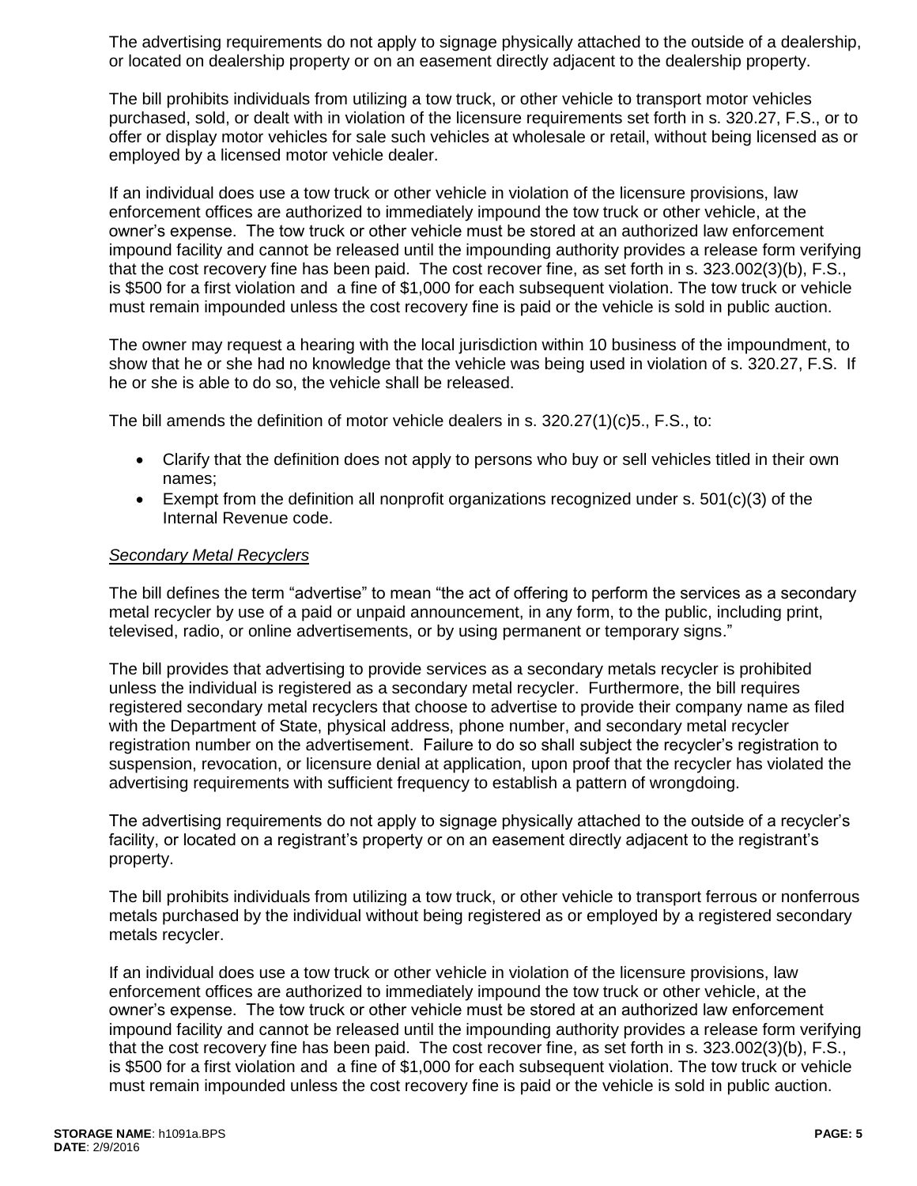The advertising requirements do not apply to signage physically attached to the outside of a dealership, or located on dealership property or on an easement directly adjacent to the dealership property.

The bill prohibits individuals from utilizing a tow truck, or other vehicle to transport motor vehicles purchased, sold, or dealt with in violation of the licensure requirements set forth in s. 320.27, F.S., or to offer or display motor vehicles for sale such vehicles at wholesale or retail, without being licensed as or employed by a licensed motor vehicle dealer.

If an individual does use a tow truck or other vehicle in violation of the licensure provisions, law enforcement offices are authorized to immediately impound the tow truck or other vehicle, at the owner's expense. The tow truck or other vehicle must be stored at an authorized law enforcement impound facility and cannot be released until the impounding authority provides a release form verifying that the cost recovery fine has been paid. The cost recover fine, as set forth in s. 323.002(3)(b), F.S., is $500 for a first violation and a fine of $1,000 for each subsequent violation. The tow truck or vehicle must remain impounded unless the cost recovery fine is paid or the vehicle is sold in public auction.

The owner may request a hearing with the local jurisdiction within 10 business of the impoundment, to show that he or she had no knowledge that the vehicle was being used in violation of s. 320.27, F.S. If he or she is able to do so, the vehicle shall be released.

The bill amends the definition of motor vehicle dealers in s. 320.27(1)(c)5., F.S., to:

- Clarify that the definition does not apply to persons who buy or sell vehicles titled in their own names;
- Exempt from the definition all nonprofit organizations recognized under s. 501(c)(3) of the Internal Revenue code.

*Secondary Metal Recyclers*

The bill defines the term "advertise" to mean "the act of offering to perform the services as a secondary metal recycler by use of a paid or unpaid announcement, in any form, to the public, including print, televised, radio, or online advertisements, or by using permanent or temporary signs."

The bill provides that advertising to provide services as a secondary metals recycler is prohibited unless the individual is registered as a secondary metal recycler. Furthermore, the bill requires registered secondary metal recyclers that choose to advertise to provide their company name as filed with the Department of State, physical address, phone number, and secondary metal recycler registration number on the advertisement. Failure to do so shall subject the recycler's registration to suspension, revocation, or licensure denial at application, upon proof that the recycler has violated the advertising requirements with sufficient frequency to establish a pattern of wrongdoing.

The advertising requirements do not apply to signage physically attached to the outside of a recycler's facility, or located on a registrant's property or on an easement directly adjacent to the registrant's property.

The bill prohibits individuals from utilizing a tow truck, or other vehicle to transport ferrous or nonferrous metals purchased by the individual without being registered as or employed by a registered secondary metals recycler.

If an individual does use a tow truck or other vehicle in violation of the licensure provisions, law enforcement offices are authorized to immediately impound the tow truck or other vehicle, at the owner's expense. The tow truck or other vehicle must be stored at an authorized law enforcement impound facility and cannot be released until the impounding authority provides a release form verifying that the cost recovery fine has been paid. The cost recover fine, as set forth in s. 323.002(3)(b), F.S., is $500 for a first violation and a fine of $1,000 for each subsequent violation. The tow truck or vehicle must remain impounded unless the cost recovery fine is paid or the vehicle is sold in public auction.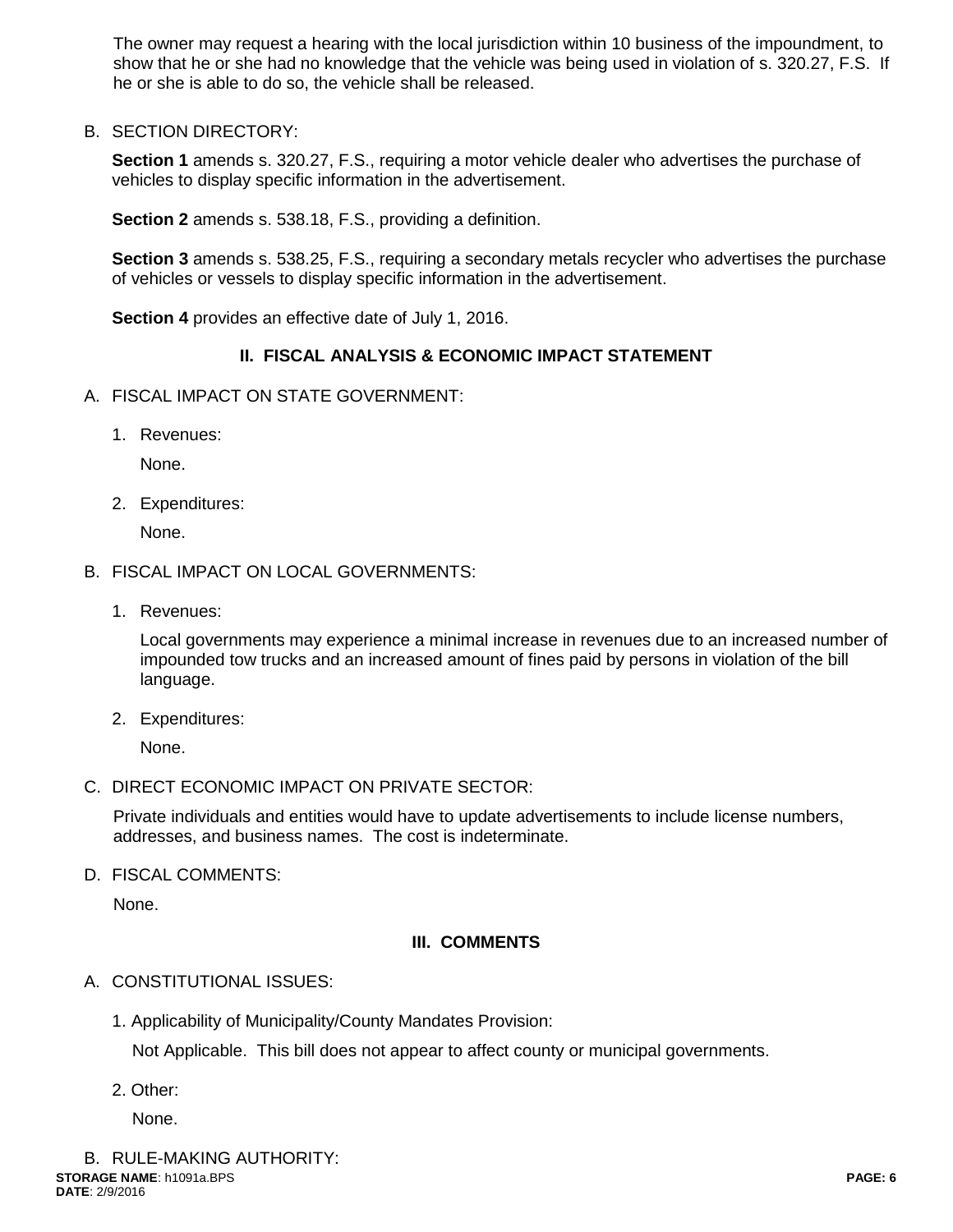The owner may request a hearing with the local jurisdiction within 10 business of the impoundment, to show that he or she had no knowledge that the vehicle was being used in violation of s. 320.27, F.S. If he or she is able to do so, the vehicle shall be released.

B. SECTION DIRECTORY:

**Section 1** amends s. 320.27, F.S., requiring a motor vehicle dealer who advertises the purchase of vehicles to display specific information in the advertisement.

**Section 2** amends s. 538.18, F.S., providing a definition.

**Section 3** amends s. 538.25, F.S., requiring a secondary metals recycler who advertises the purchase of vehicles or vessels to display specific information in the advertisement.

**Section 4** provides an effective date of July 1, 2016.

## II. FISCAL ANALYSIS & ECONOMIC IMPACT STATEMENT

A. FISCAL IMPACT ON STATE GOVERNMENT:

1. Revenues:

   None.

2. Expenditures:

   None.

B. FISCAL IMPACT ON LOCAL GOVERNMENTS:

1. Revenues:

   Local governments may experience a minimal increase in revenues due to an increased number of impounded tow trucks and an increased amount of fines paid by persons in violation of the bill language.

2. Expenditures:

   None.

C. DIRECT ECONOMIC IMPACT ON PRIVATE SECTOR:

Private individuals and entities would have to update advertisements to include license numbers, addresses, and business names. The cost is indeterminate.

D. FISCAL COMMENTS:

None.

## III. COMMENTS

A. CONSTITUTIONAL ISSUES:

1. Applicability of Municipality/County Mandates Provision:

   Not Applicable. This bill does not appear to affect county or municipal governments.

2. Other:

   None.

B. RULE-MAKING AUTHORITY: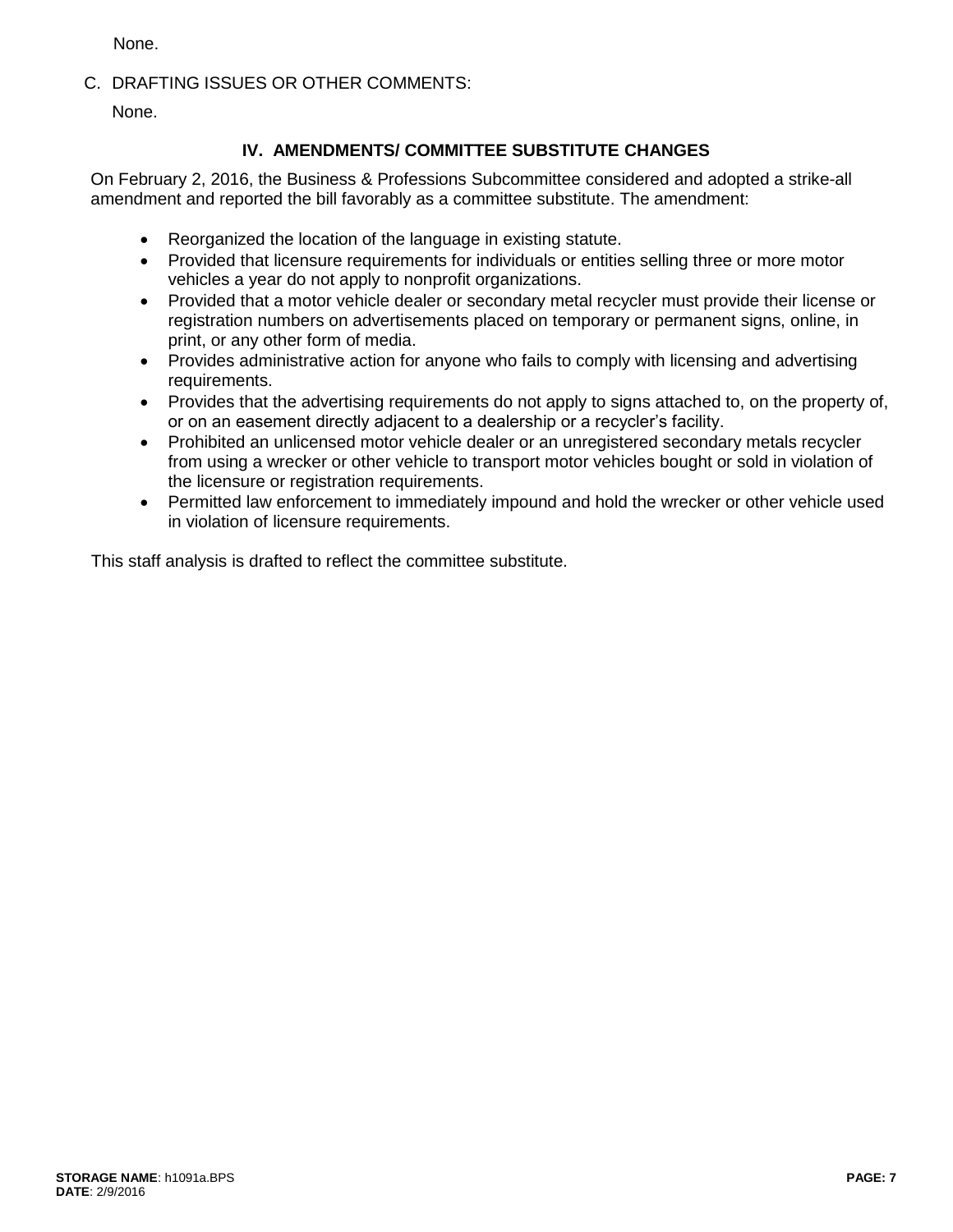None.

C. DRAFTING ISSUES OR OTHER COMMENTS:

None.

## IV. AMENDMENTS/ COMMITTEE SUBSTITUTE CHANGES

On February 2, 2016, the Business & Professions Subcommittee considered and adopted a strike-all amendment and reported the bill favorably as a committee substitute. The amendment:

- Reorganized the location of the language in existing statute.
- Provided that licensure requirements for individuals or entities selling three or more motor vehicles a year do not apply to nonprofit organizations.
- Provided that a motor vehicle dealer or secondary metal recycler must provide their license or registration numbers on advertisements placed on temporary or permanent signs, online, in print, or any other form of media.
- Provides administrative action for anyone who fails to comply with licensing and advertising requirements.
- Provides that the advertising requirements do not apply to signs attached to, on the property of, or on an easement directly adjacent to a dealership or a recycler's facility.
- Prohibited an unlicensed motor vehicle dealer or an unregistered secondary metals recycler from using a wrecker or other vehicle to transport motor vehicles bought or sold in violation of the licensure or registration requirements.
- Permitted law enforcement to immediately impound and hold the wrecker or other vehicle used in violation of licensure requirements.

This staff analysis is drafted to reflect the committee substitute.